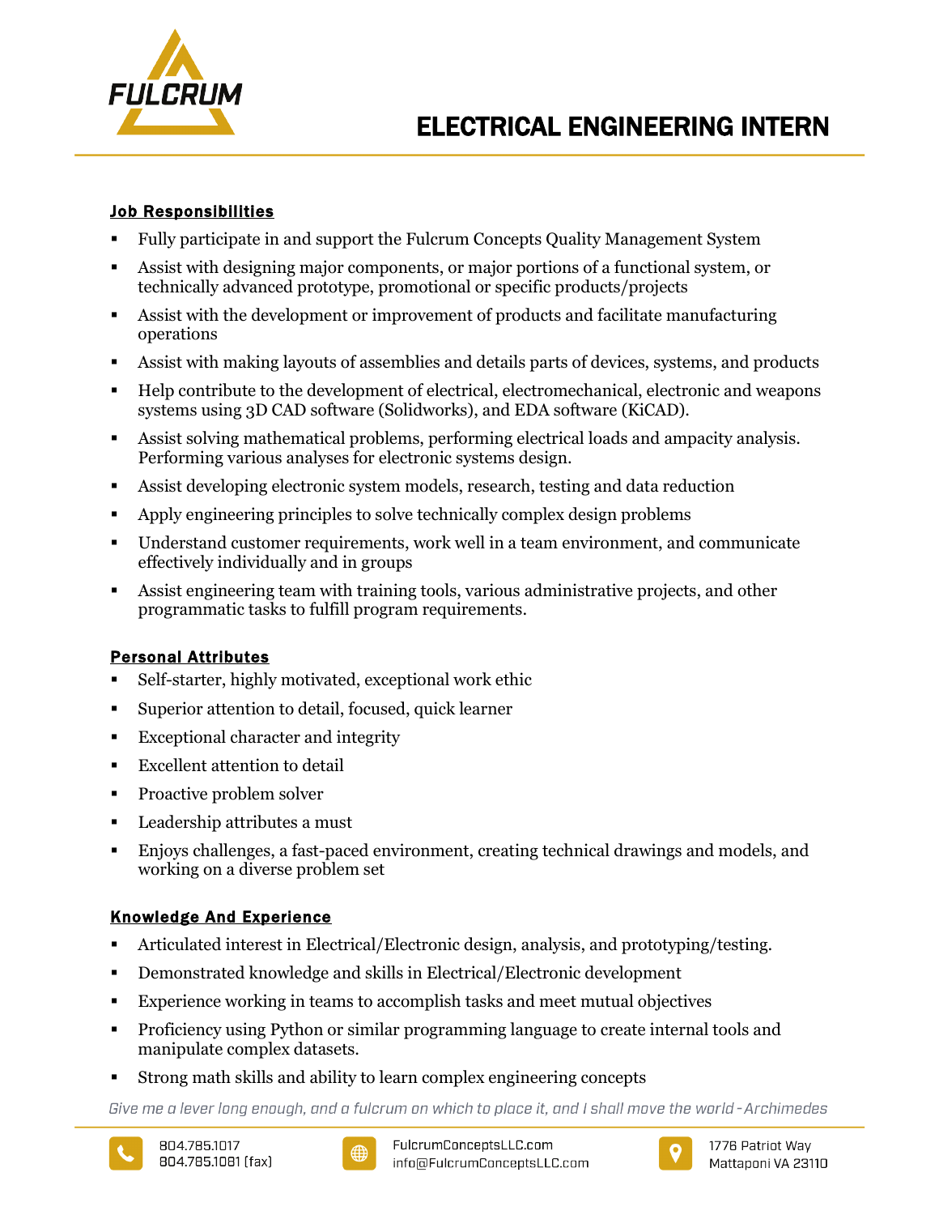FULCRUM

# ELECTRICAL ENGINEERING INTERN

## Job Responsibilities

- Fully participate in and support the Fulcrum Concepts Quality Management System
- Assist with designing major components, or major portions of a functional system, or technically advanced prototype, promotional or specific products/projects
- Assist with the development or improvement of products and facilitate manufacturing operations
- Assist with making layouts of assemblies and details parts of devices, systems, and products
- Help contribute to the development of electrical, electromechanical, electronic and weapons systems using 3D CAD software (Solidworks), and EDA software (KiCAD).
- Assist solving mathematical problems, performing electrical loads and ampacity analysis. Performing various analyses for electronic systems design.
- Assist developing electronic system models, research, testing and data reduction
- Apply engineering principles to solve technically complex design problems
- Understand customer requirements, work well in a team environment, and communicate effectively individually and in groups
- Assist engineering team with training tools, various administrative projects, and other programmatic tasks to fulfill program requirements.

## Personal Attributes

- Self-starter, highly motivated, exceptional work ethic
- Superior attention to detail, focused, quick learner
- Exceptional character and integrity
- Excellent attention to detail
- Proactive problem solver
- Leadership attributes a must
- Enjoys challenges, a fast-paced environment, creating technical drawings and models, and working on a diverse problem set

## Knowledge And Experience

- Articulated interest in Electrical/Electronic design, analysis, and prototyping/testing.
- Demonstrated knowledge and skills in Electrical/Electronic development
- Experience working in teams to accomplish tasks and meet mutual objectives
- Proficiency using Python or similar programming language to create internal tools and manipulate complex datasets.
- Strong math skills and ability to learn complex engineering concepts

*Give me a lever long enough, and a fulcrum on which to place it, and I shall move the world - Archimedes*

804.785.1017
804.785.1081 (fax)

FulcrumConceptsLLC.com
info@FulcrumConceptsLLC.com

1776 Patriot Way
Mattaponi VA 23110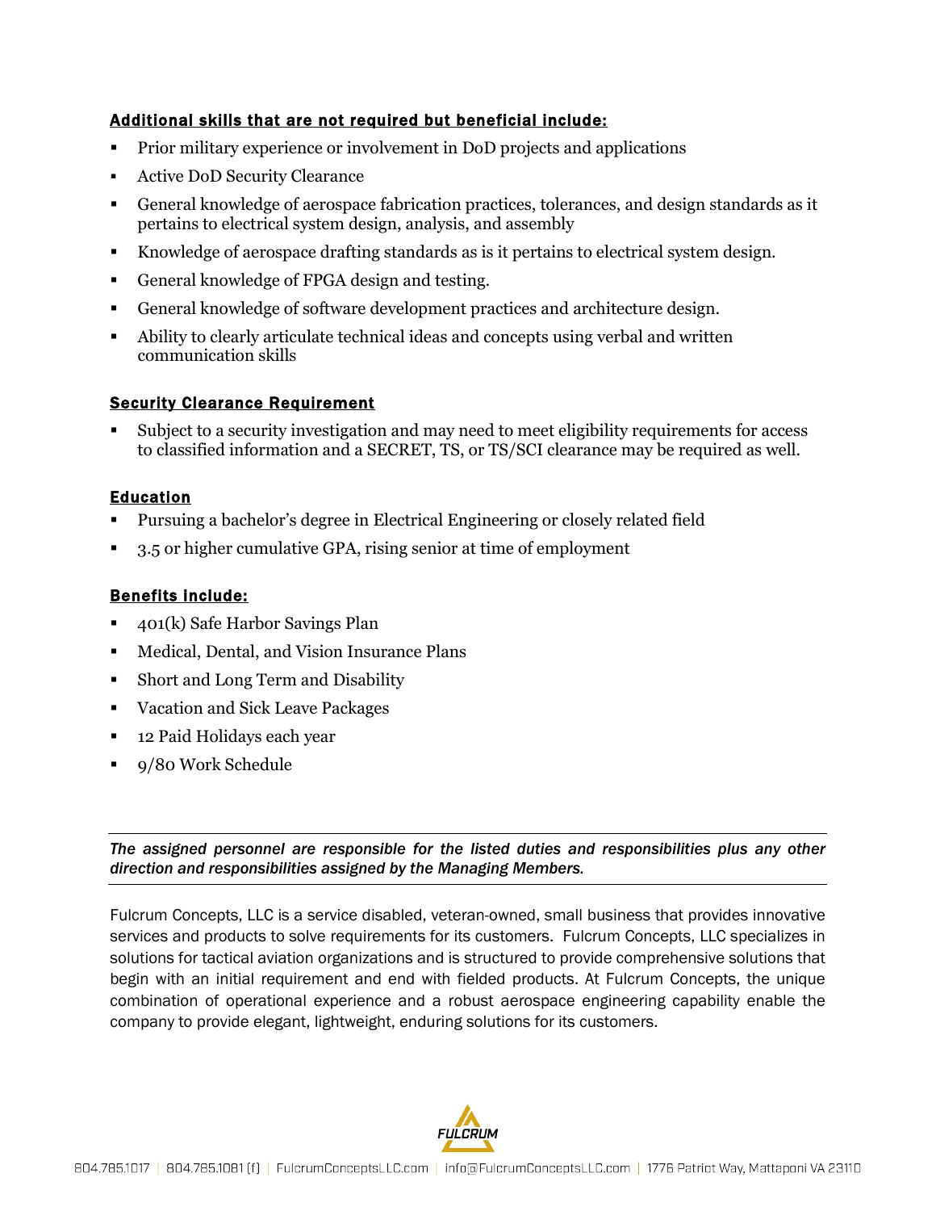**Additional skills that are not required but beneficial include:**

- Prior military experience or involvement in DoD projects and applications
- Active DoD Security Clearance
- General knowledge of aerospace fabrication practices, tolerances, and design standards as it pertains to electrical system design, analysis, and assembly
- Knowledge of aerospace drafting standards as is it pertains to electrical system design.
- General knowledge of FPGA design and testing.
- General knowledge of software development practices and architecture design.
- Ability to clearly articulate technical ideas and concepts using verbal and written communication skills

**Security Clearance Requirement**

- Subject to a security investigation and may need to meet eligibility requirements for access to classified information and a SECRET, TS, or TS/SCI clearance may be required as well.

**Education**

- Pursuing a bachelor's degree in Electrical Engineering or closely related field
- 3.5 or higher cumulative GPA, rising senior at time of employment

**Benefits include:**

- 401(k) Safe Harbor Savings Plan
- Medical, Dental, and Vision Insurance Plans
- Short and Long Term and Disability
- Vacation and Sick Leave Packages
- 12 Paid Holidays each year
- 9/80 Work Schedule

---

*The assigned personnel are responsible for the listed duties and responsibilities plus any other direction and responsibilities assigned by the Managing Members.*

---

Fulcrum Concepts, LLC is a service disabled, veteran-owned, small business that provides innovative services and products to solve requirements for its customers. Fulcrum Concepts, LLC specializes in solutions for tactical aviation organizations and is structured to provide comprehensive solutions that begin with an initial requirement and end with fielded products. At Fulcrum Concepts, the unique combination of operational experience and a robust aerospace engineering capability enable the company to provide elegant, lightweight, enduring solutions for its customers.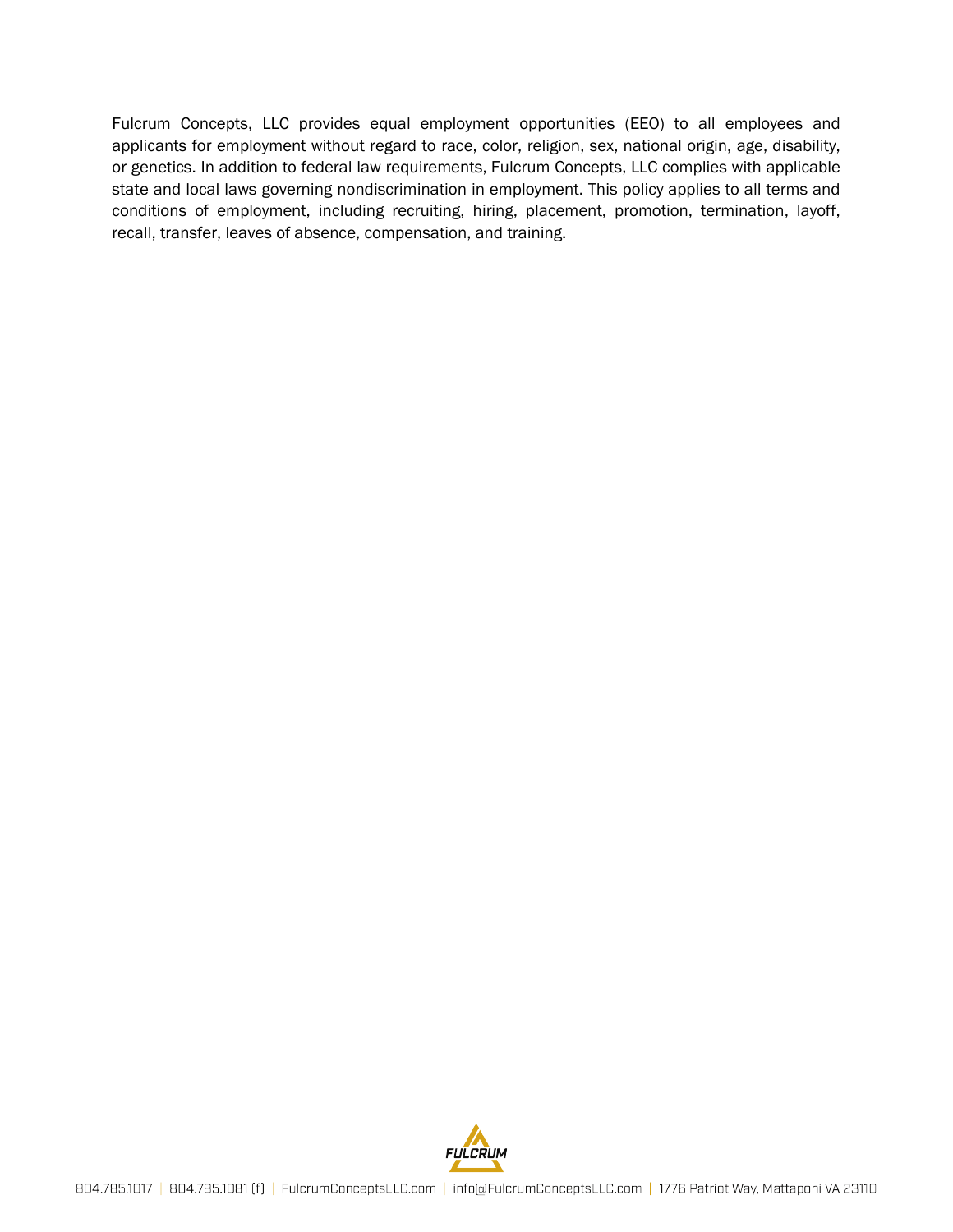Fulcrum Concepts, LLC provides equal employment opportunities (EEO) to all employees and applicants for employment without regard to race, color, religion, sex, national origin, age, disability, or genetics. In addition to federal law requirements, Fulcrum Concepts, LLC complies with applicable state and local laws governing nondiscrimination in employment. This policy applies to all terms and conditions of employment, including recruiting, hiring, placement, promotion, termination, layoff, recall, transfer, leaves of absence, compensation, and training.